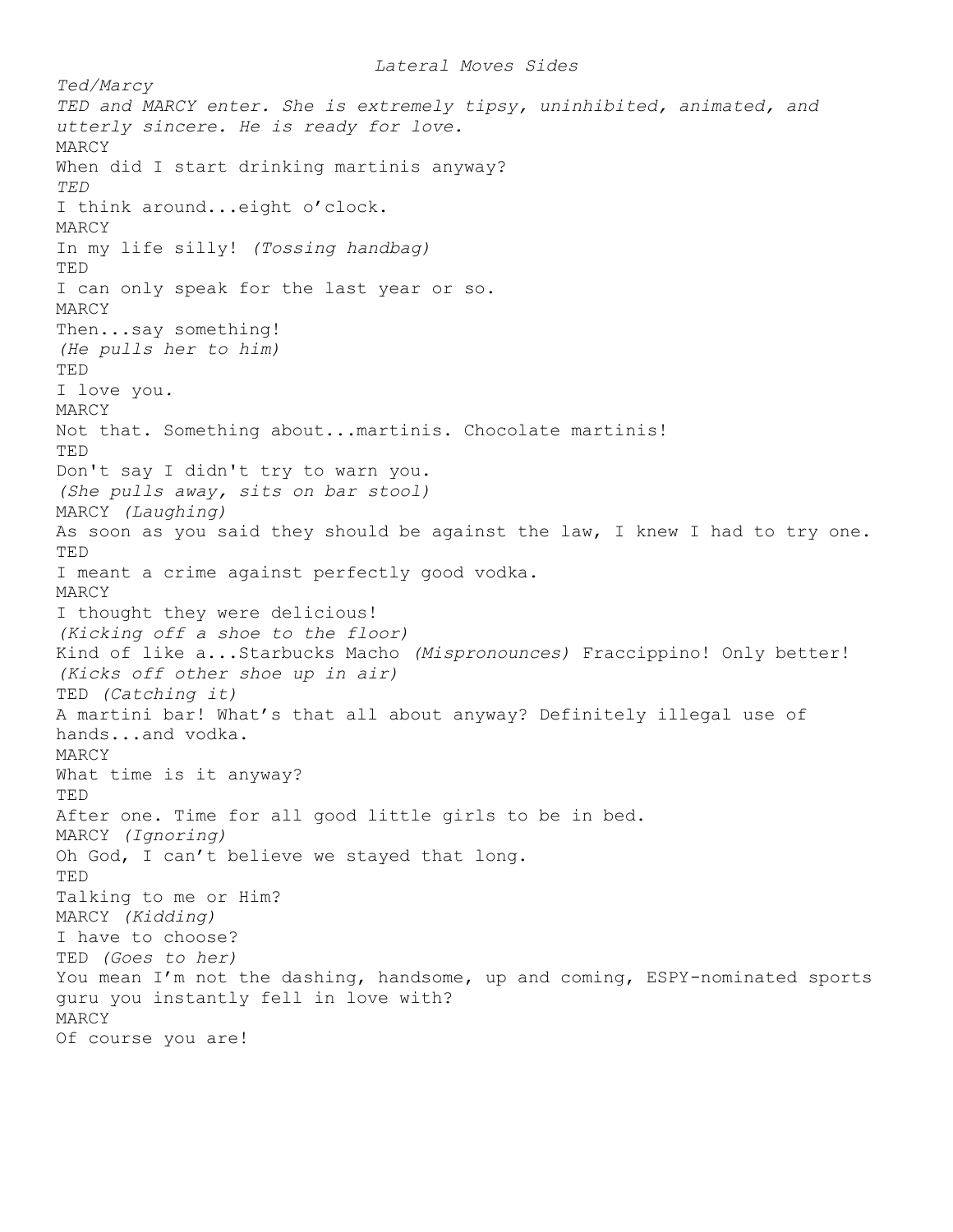*Lateral Moves Sides*

*Ted/Marcy*

*TED and MARCY enter. She is extremely tipsy, uninhibited, animated, and utterly sincere. He is ready for love.*

MARCY
When did I start drinking martinis anyway?

*TED*
I think around...eight o'clock.

MARCY
In my life silly! *(Tossing handbag)*

TED
I can only speak for the last year or so.

MARCY
Then...say something!
*(He pulls her to him)*

TED
I love you.

MARCY
Not that. Something about...martinis. Chocolate martinis!

TED
Don't say I didn't try to warn you.
*(She pulls away, sits on bar stool)*

MARCY *(Laughing)*
As soon as you said they should be against the law, I knew I had to try one.

TED
I meant a crime against perfectly good vodka.

MARCY
I thought they were delicious!
*(Kicking off a shoe to the floor)*
Kind of like a...Starbucks Macho *(Mispronounces)* Fraccippino! Only better!
*(Kicks off other shoe up in air)*

TED *(Catching it)*
A martini bar! What's that all about anyway? Definitely illegal use of hands...and vodka.

MARCY
What time is it anyway?

TED
After one. Time for all good little girls to be in bed.

MARCY *(Ignoring)*
Oh God, I can't believe we stayed that long.

TED
Talking to me or Him?

MARCY *(Kidding)*
I have to choose?

TED *(Goes to her)*
You mean I'm not the dashing, handsome, up and coming, ESPY-nominated sports guru you instantly fell in love with?

MARCY
Of course you are!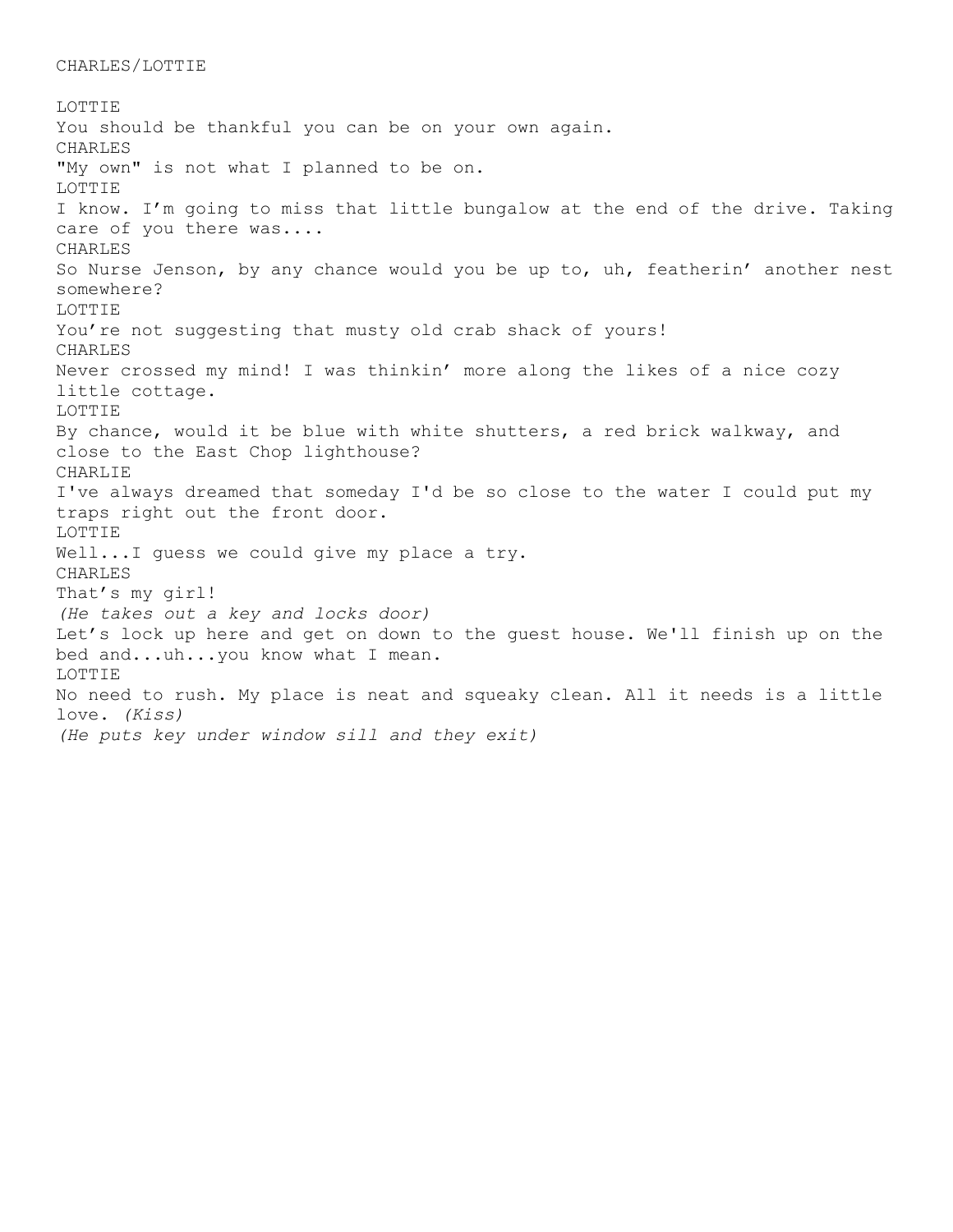CHARLES/LOTTIE

LOTTIE
You should be thankful you can be on your own again.
CHARLES
"My own" is not what I planned to be on.
LOTTIE
I know. I’m going to miss that little bungalow at the end of the drive. Taking care of you there was....
CHARLES
So Nurse Jenson, by any chance would you be up to, uh, featherin’ another nest somewhere?
LOTTIE
You’re not suggesting that musty old crab shack of yours!
CHARLES
Never crossed my mind! I was thinkin’ more along the likes of a nice cozy little cottage.
LOTTIE
By chance, would it be blue with white shutters, a red brick walkway, and close to the East Chop lighthouse?
CHARLIE
I've always dreamed that someday I'd be so close to the water I could put my traps right out the front door.
LOTTIE
Well...I guess we could give my place a try.
CHARLES
That’s my girl!
*(He takes out a key and locks door)*
Let’s lock up here and get on down to the guest house. We'll finish up on the bed and...uh...you know what I mean.
LOTTIE
No need to rush. My place is neat and squeaky clean. All it needs is a little love. *(Kiss)*
*(He puts key under window sill and they exit)*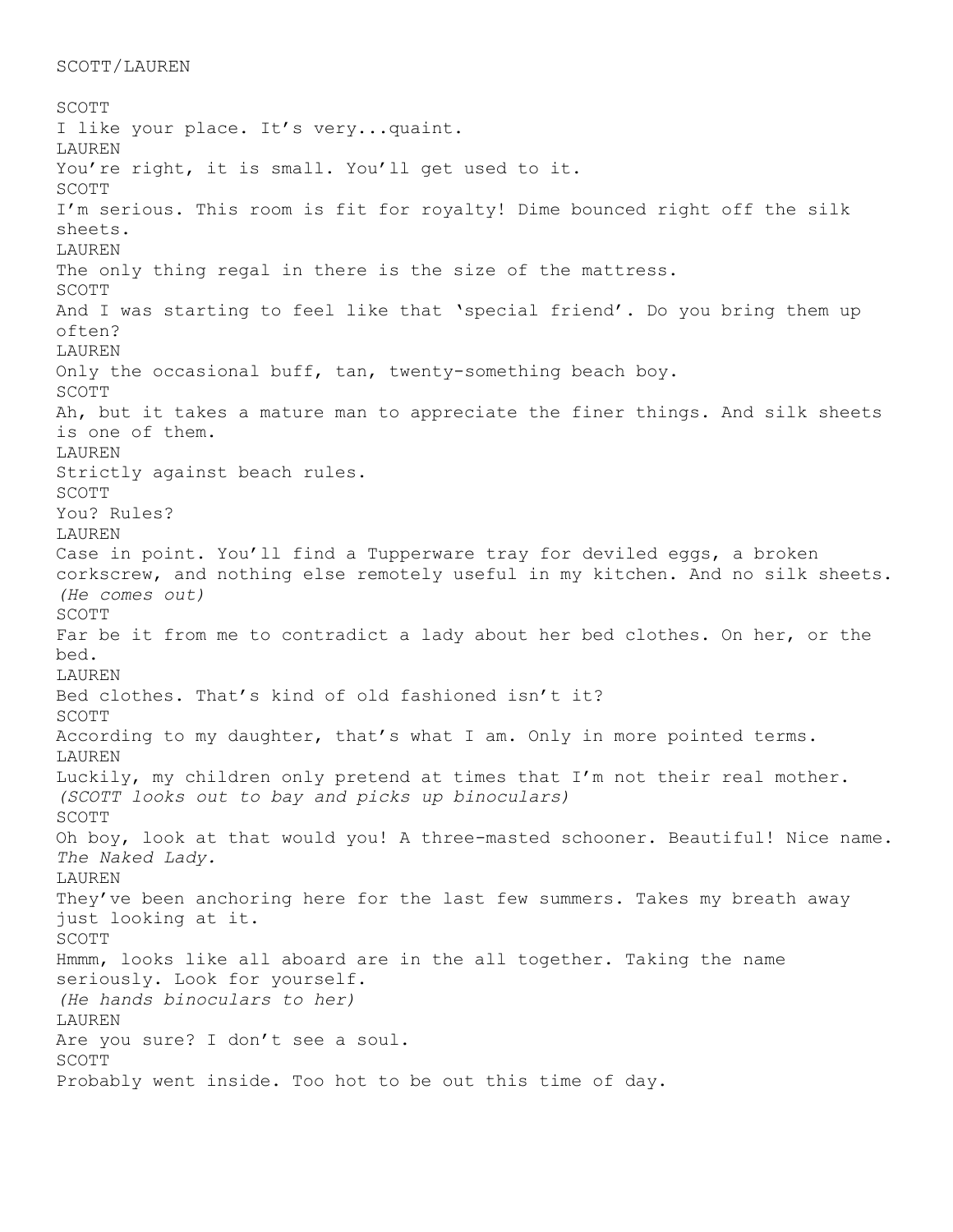SCOTT/LAUREN

SCOTT
I like your place. It's very...quaint.
LAUREN
You're right, it is small. You'll get used to it.
SCOTT
I'm serious. This room is fit for royalty! Dime bounced right off the silk sheets.
LAUREN
The only thing regal in there is the size of the mattress.
SCOTT
And I was starting to feel like that 'special friend'. Do you bring them up often?
LAUREN
Only the occasional buff, tan, twenty-something beach boy.
SCOTT
Ah, but it takes a mature man to appreciate the finer things. And silk sheets is one of them.
LAUREN
Strictly against beach rules.
SCOTT
You? Rules?
LAUREN
Case in point. You'll find a Tupperware tray for deviled eggs, a broken corkscrew, and nothing else remotely useful in my kitchen. And no silk sheets.
*(He comes out)*
SCOTT
Far be it from me to contradict a lady about her bed clothes. On her, or the bed.
LAUREN
Bed clothes. That's kind of old fashioned isn't it?
SCOTT
According to my daughter, that's what I am. Only in more pointed terms.
LAUREN
Luckily, my children only pretend at times that I'm not their real mother.
*(SCOTT looks out to bay and picks up binoculars)*
SCOTT
Oh boy, look at that would you! A three-masted schooner. Beautiful! Nice name. *The Naked Lady.*
LAUREN
They've been anchoring here for the last few summers. Takes my breath away just looking at it.
SCOTT
Hmmm, looks like all aboard are in the all together. Taking the name seriously. Look for yourself.
*(He hands binoculars to her)*
LAUREN
Are you sure? I don't see a soul.
SCOTT
Probably went inside. Too hot to be out this time of day.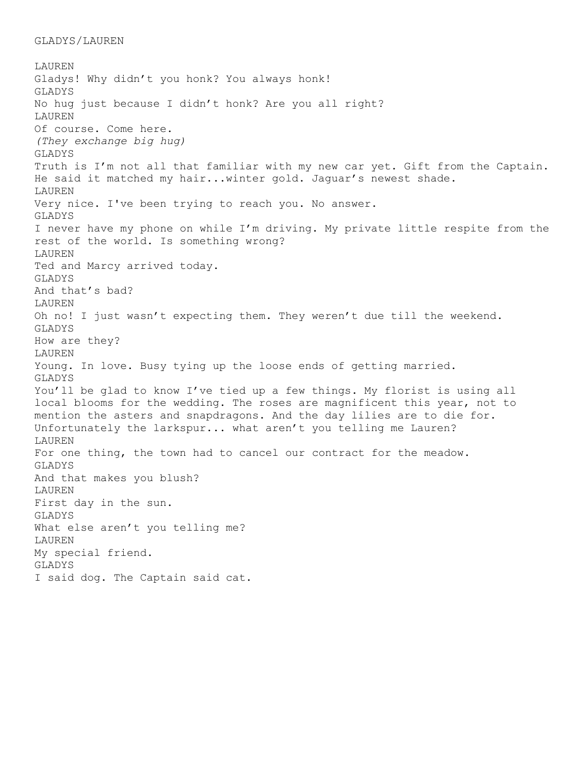GLADYS/LAUREN

LAUREN
Gladys! Why didn't you honk? You always honk!
GLADYS
No hug just because I didn't honk? Are you all right?
LAUREN
Of course. Come here.
*(They exchange big hug)*
GLADYS
Truth is I'm not all that familiar with my new car yet. Gift from the Captain. He said it matched my hair...winter gold. Jaguar's newest shade.
LAUREN
Very nice. I've been trying to reach you. No answer.
GLADYS
I never have my phone on while I'm driving. My private little respite from the rest of the world. Is something wrong?
LAUREN
Ted and Marcy arrived today.
GLADYS
And that's bad?
LAUREN
Oh no! I just wasn't expecting them. They weren't due till the weekend.
GLADYS
How are they?
LAUREN
Young. In love. Busy tying up the loose ends of getting married.
GLADYS
You'll be glad to know I've tied up a few things. My florist is using all local blooms for the wedding. The roses are magnificent this year, not to mention the asters and snapdragons. And the day lilies are to die for. Unfortunately the larkspur... what aren't you telling me Lauren?
LAUREN
For one thing, the town had to cancel our contract for the meadow.
GLADYS
And that makes you blush?
LAUREN
First day in the sun.
GLADYS
What else aren't you telling me?
LAUREN
My special friend.
GLADYS
I said dog. The Captain said cat.